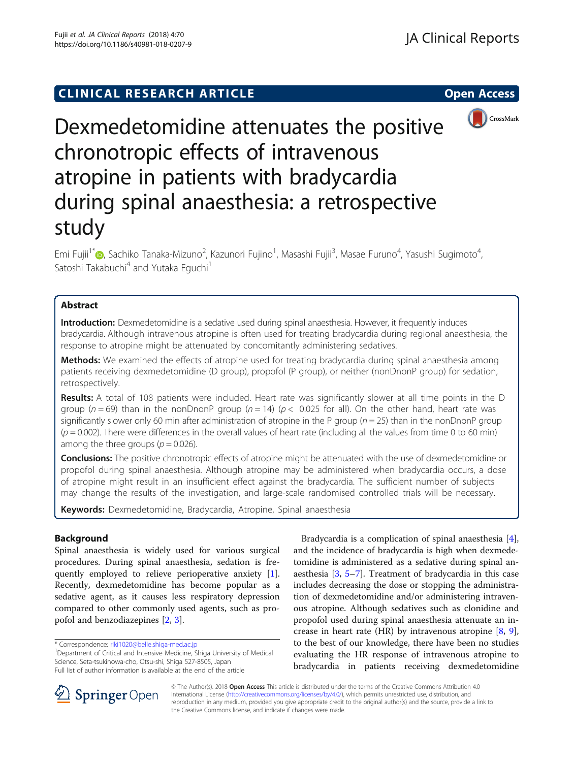CLINICAL RESEARCH ARTICLE

Open Access

# Dexmedetomidine attenuates the positive chronotropic effects of intravenous atropine in patients with bradycardia during spinal anaesthesia: a retrospective study

Emi Fujii[1*], Sachiko Tanaka-Mizuno[2], Kazunori Fujino[1], Masashi Fujii[3], Masae Furuno[4], Yasushi Sugimoto[4], Satoshi Takabuchi[4] and Yutaka Eguchi[1]

## Abstract

**Introduction:** Dexmedetomidine is a sedative used during spinal anaesthesia. However, it frequently induces bradycardia. Although intravenous atropine is often used for treating bradycardia during regional anaesthesia, the response to atropine might be attenuated by concomitantly administering sedatives.

**Methods:** We examined the effects of atropine used for treating bradycardia during spinal anaesthesia among patients receiving dexmedetomidine (D group), propofol (P group), or neither (nonDnonP group) for sedation, retrospectively.

**Results:** A total of 108 patients were included. Heart rate was significantly slower at all time points in the D group ($n = 69$) than in the nonDnonP group ($n = 14$) ($p < 0.025$ for all). On the other hand, heart rate was significantly slower only 60 min after administration of atropine in the P group ($n = 25$) than in the nonDnonP group ($p = 0.002$). There were differences in the overall values of heart rate (including all the values from time 0 to 60 min) among the three groups ($p = 0.026$).

**Conclusions:** The positive chronotropic effects of atropine might be attenuated with the use of dexmedetomidine or propofol during spinal anaesthesia. Although atropine may be administered when bradycardia occurs, a dose of atropine might result in an insufficient effect against the bradycardia. The sufficient number of subjects may change the results of the investigation, and large-scale randomised controlled trials will be necessary.

**Keywords:** Dexmedetomidine, Bradycardia, Atropine, Spinal anaesthesia

## Background

Spinal anaesthesia is widely used for various surgical procedures. During spinal anaesthesia, sedation is frequently employed to relieve perioperative anxiety [1]. Recently, dexmedetomidine has become popular as a sedative agent, as it causes less respiratory depression compared to other commonly used agents, such as propofol and benzodiazepines [2, 3].

Bradycardia is a complication of spinal anaesthesia [4], and the incidence of bradycardia is high when dexmedetomidine is administered as a sedative during spinal anaesthesia [3, 5–7]. Treatment of bradycardia in this case includes decreasing the dose or stopping the administration of dexmedetomidine and/or administering intravenous atropine. Although sedatives such as clonidine and propofol used during spinal anaesthesia attenuate an increase in heart rate (HR) by intravenous atropine [8, 9], to the best of our knowledge, there have been no studies evaluating the HR response of intravenous atropine to bradycardia in patients receiving dexmedetomidine

\* Correspondence: riki1020@belle.shiga-med.ac.jp
[1]Department of Critical and Intensive Medicine, Shiga University of Medical Science, Seta-tsukinowa-cho, Otsu-shi, Shiga 527-8505, Japan
Full list of author information is available at the end of the article

© The Author(s). 2018 **Open Access** This article is distributed under the terms of the Creative Commons Attribution 4.0 International License (http://creativecommons.org/licenses/by/4.0/), which permits unrestricted use, distribution, and reproduction in any medium, provided you give appropriate credit to the original author(s) and the source, provide a link to the Creative Commons license, and indicate if changes were made.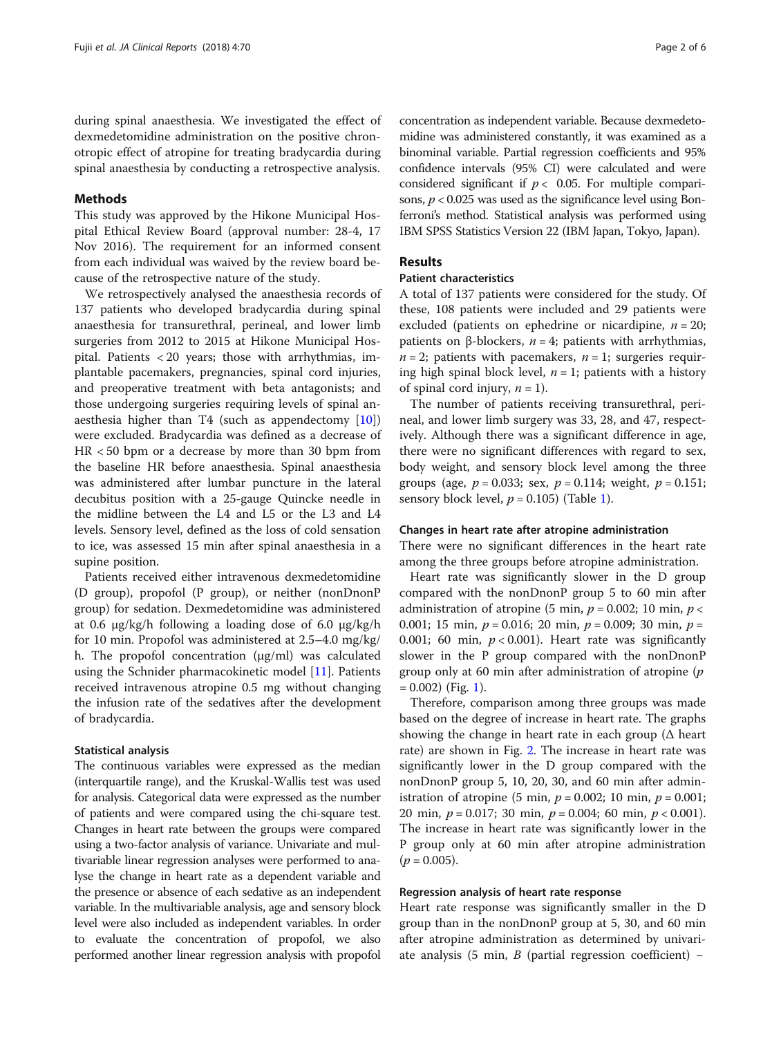during spinal anaesthesia. We investigated the effect of dexmedetomidine administration on the positive chronotropic effect of atropine for treating bradycardia during spinal anaesthesia by conducting a retrospective analysis.

## Methods

This study was approved by the Hikone Municipal Hospital Ethical Review Board (approval number: 28-4, 17 Nov 2016). The requirement for an informed consent from each individual was waived by the review board because of the retrospective nature of the study.

We retrospectively analysed the anaesthesia records of 137 patients who developed bradycardia during spinal anaesthesia for transurethral, perineal, and lower limb surgeries from 2012 to 2015 at Hikone Municipal Hospital. Patients < 20 years; those with arrhythmias, implantable pacemakers, pregnancies, spinal cord injuries, and preoperative treatment with beta antagonists; and those undergoing surgeries requiring levels of spinal anaesthesia higher than T4 (such as appendectomy [10]) were excluded. Bradycardia was defined as a decrease of HR < 50 bpm or a decrease by more than 30 bpm from the baseline HR before anaesthesia. Spinal anaesthesia was administered after lumbar puncture in the lateral decubitus position with a 25-gauge Quincke needle in the midline between the L4 and L5 or the L3 and L4 levels. Sensory level, defined as the loss of cold sensation to ice, was assessed 15 min after spinal anaesthesia in a supine position.

Patients received either intravenous dexmedetomidine (D group), propofol (P group), or neither (nonDnonP group) for sedation. Dexmedetomidine was administered at 0.6 μg/kg/h following a loading dose of 6.0 μg/kg/h for 10 min. Propofol was administered at 2.5–4.0 mg/kg/h. The propofol concentration (μg/ml) was calculated using the Schnider pharmacokinetic model [11]. Patients received intravenous atropine 0.5 mg without changing the infusion rate of the sedatives after the development of bradycardia.

### Statistical analysis

The continuous variables were expressed as the median (interquartile range), and the Kruskal-Wallis test was used for analysis. Categorical data were expressed as the number of patients and were compared using the chi-square test. Changes in heart rate between the groups were compared using a two-factor analysis of variance. Univariate and multivariable linear regression analyses were performed to analyse the change in heart rate as a dependent variable and the presence or absence of each sedative as an independent variable. In the multivariable analysis, age and sensory block level were also included as independent variables. In order to evaluate the concentration of propofol, we also performed another linear regression analysis with propofol concentration as independent variable. Because dexmedetomidine was administered constantly, it was examined as a binominal variable. Partial regression coefficients and 95% confidence intervals (95% CI) were calculated and were considered significant if $p < 0.05$. For multiple comparisons, $p < 0.025$ was used as the significance level using Bonferroni's method. Statistical analysis was performed using IBM SPSS Statistics Version 22 (IBM Japan, Tokyo, Japan).

## Results

### Patient characteristics

A total of 137 patients were considered for the study. Of these, 108 patients were included and 29 patients were excluded (patients on ephedrine or nicardipine, $n = 20$; patients on β-blockers, $n = 4$; patients with arrhythmias, $n = 2$; patients with pacemakers, $n = 1$; surgeries requiring high spinal block level, $n = 1$; patients with a history of spinal cord injury, $n = 1$).

The number of patients receiving transurethral, perineal, and lower limb surgery was 33, 28, and 47, respectively. Although there was a significant difference in age, there were no significant differences with regard to sex, body weight, and sensory block level among the three groups (age, $p = 0.033$; sex, $p = 0.114$; weight, $p = 0.151$; sensory block level, $p = 0.105$) (Table 1).

### Changes in heart rate after atropine administration

There were no significant differences in the heart rate among the three groups before atropine administration.

Heart rate was significantly slower in the D group compared with the nonDnonP group 5 to 60 min after administration of atropine (5 min, $p = 0.002$; 10 min, $p < 0.001$; 15 min, $p = 0.016$; 20 min, $p = 0.009$; 30 min, $p = 0.001$; 60 min, $p < 0.001$). Heart rate was significantly slower in the P group compared with the nonDnonP group only at 60 min after administration of atropine ($p = 0.002$) (Fig. 1).

Therefore, comparison among three groups was made based on the degree of increase in heart rate. The graphs showing the change in heart rate in each group (Δ heart rate) are shown in Fig. 2. The increase in heart rate was significantly lower in the D group compared with the nonDnonP group 5, 10, 20, 30, and 60 min after administration of atropine (5 min, $p = 0.002$; 10 min, $p = 0.001$; 20 min, $p = 0.017$; 30 min, $p = 0.004$; 60 min, $p < 0.001$). The increase in heart rate was significantly lower in the P group only at 60 min after atropine administration ($p = 0.005$).

### Regression analysis of heart rate response

Heart rate response was significantly smaller in the D group than in the nonDnonP group at 5, 30, and 60 min after atropine administration as determined by univariate analysis (5 min, *B* (partial regression coefficient) −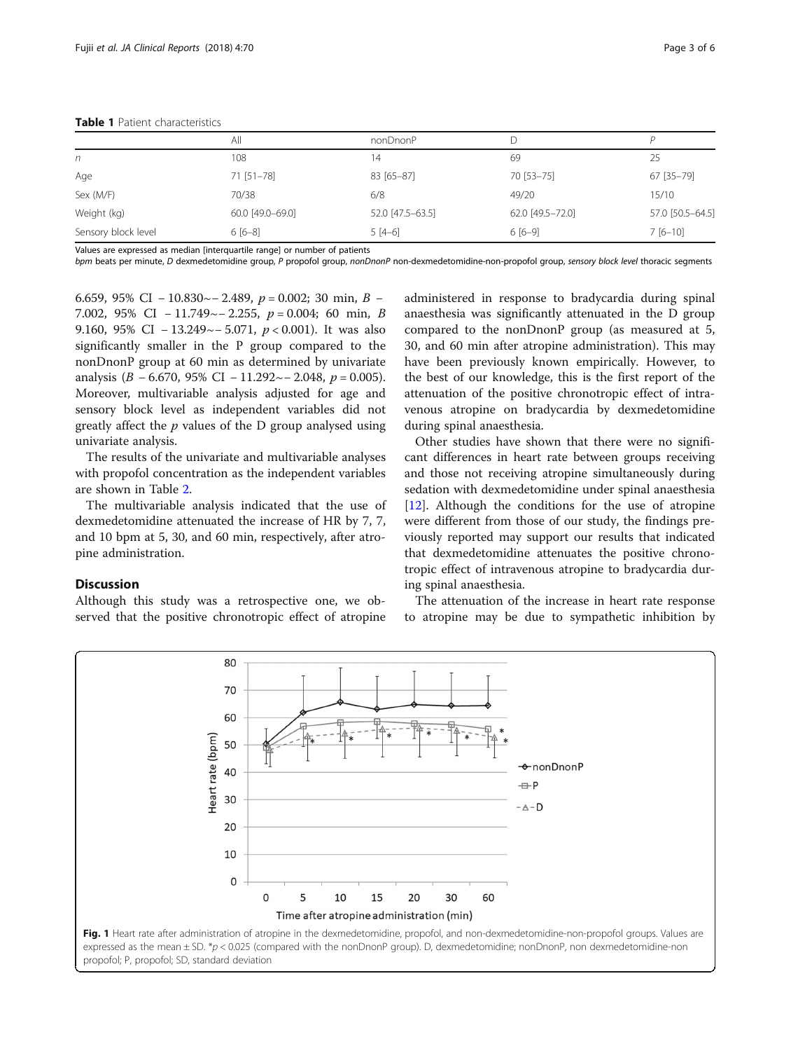**Table 1** Patient characteristics

| | All | nonDnonP | D | P |
|---|---|---|---|---|
| n | 108 | 14 | 69 | 25 |
| Age | 71 [51–78] | 83 [65–87] | 70 [53–75] | 67 [35–79] |
| Sex (M/F) | 70/38 | 6/8 | 49/20 | 15/10 |
| Weight (kg) | 60.0 [49.0–69.0] | 52.0 [47.5–63.5] | 62.0 [49.5–72.0] | 57.0 [50.5–64.5] |
| Sensory block level | 6 [6–8] | 5 [4–6] | 6 [6–9] | 7 [6–10] |

Values are expressed as median [interquartile range] or number of patients
*bpm* beats per minute, *D* dexmedetomidine group, *P* propofol group, *nonDnonP* non-dexmedetomidine-non-propofol group, *sensory block level* thoracic segments

6.659, 95% CI − 10.830~− 2.489, $p = 0.002$; 30 min, $B$ − 7.002, 95% CI − 11.749~− 2.255, $p = 0.004$; 60 min, $B$ 9.160, 95% CI − 13.249~− 5.071, $p < 0.001$). It was also significantly smaller in the P group compared to the nonDnonP group at 60 min as determined by univariate analysis ($B$ − 6.670, 95% CI − 11.292~− 2.048, $p = 0.005$). Moreover, multivariable analysis adjusted for age and sensory block level as independent variables did not greatly affect the $p$ values of the D group analysed using univariate analysis.

The results of the univariate and multivariable analyses with propofol concentration as the independent variables are shown in Table 2.

The multivariable analysis indicated that the use of dexmedetomidine attenuated the increase of HR by 7, 7, and 10 bpm at 5, 30, and 60 min, respectively, after atropine administration.

## Discussion

Although this study was a retrospective one, we observed that the positive chronotropic effect of atropine administered in response to bradycardia during spinal anaesthesia was significantly attenuated in the D group compared to the nonDnonP group (as measured at 5, 30, and 60 min after atropine administration). This may have been previously known empirically. However, to the best of our knowledge, this is the first report of the attenuation of the positive chronotropic effect of intravenous atropine on bradycardia by dexmedetomidine during spinal anaesthesia.

Other studies have shown that there were no significant differences in heart rate between groups receiving and those not receiving atropine simultaneously during sedation with dexmedetomidine under spinal anaesthesia [12]. Although the conditions for the use of atropine were different from those of our study, the findings previously reported may support our results that indicated that dexmedetomidine attenuates the positive chronotropic effect of intravenous atropine to bradycardia during spinal anaesthesia.

The attenuation of the increase in heart rate response to atropine may be due to sympathetic inhibition by

Heart rate (bpm)
80
70
60
50
40
30
20
10
0
0 5 10 15 20 30 60
Time after atropine administration (min)
nonDnonP
P
D
*

**Fig. 1** Heart rate after administration of atropine in the dexmedetomidine, propofol, and non-dexmedetomidine-non-propofol groups. Values are expressed as the mean ± SD. *$p < 0.025$ (compared with the nonDnonP group). D, dexmedetomidine; nonDnonP, non dexmedetomidine-non propofol; P, propofol; SD, standard deviation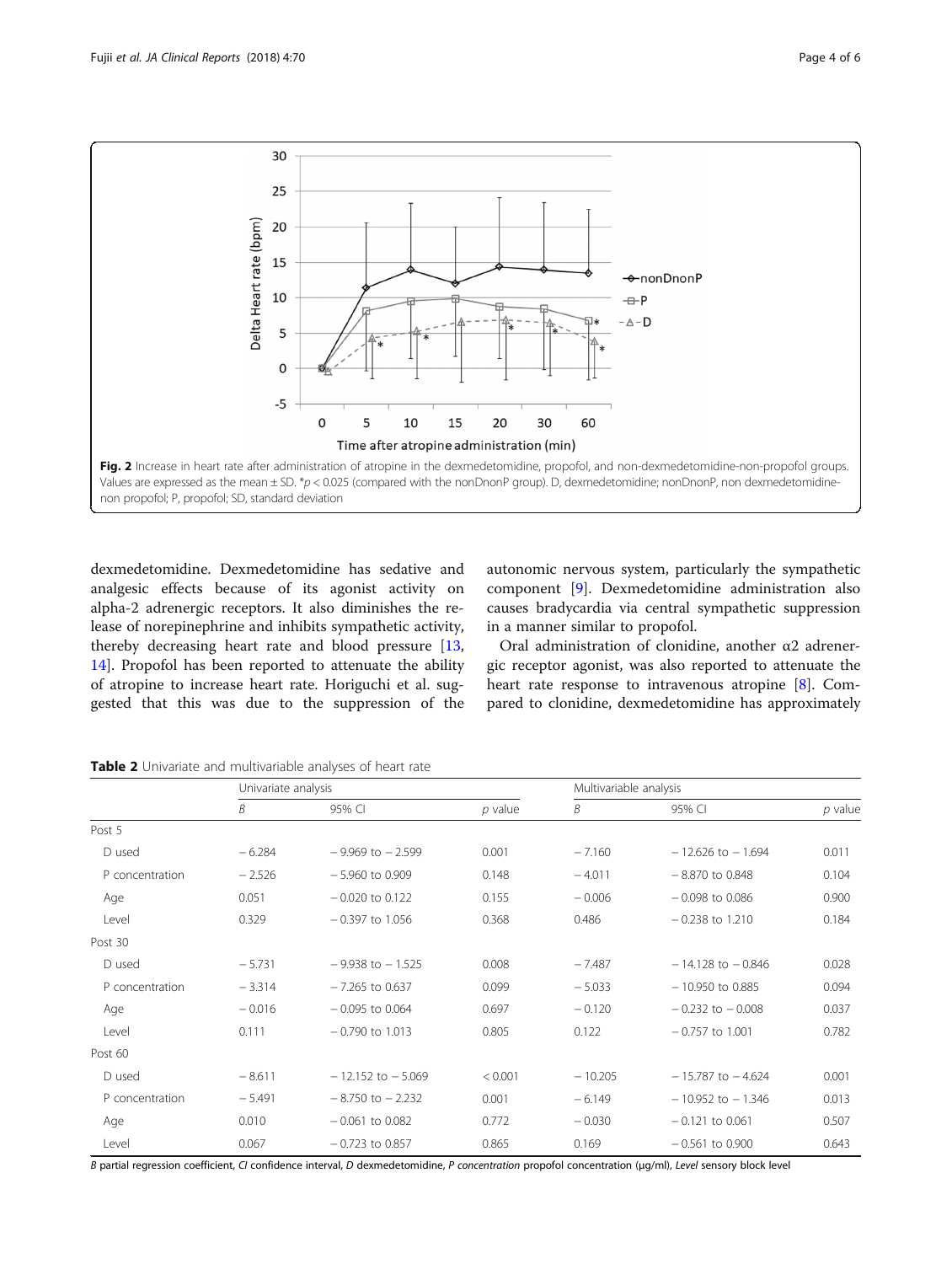30
25
20
15
10
5
0
-5

Delta Heart rate (bpm)

0 5 10 15 20 30 60

Time after atropine administration (min)

nonDnonP
P
D

**Fig. 2** Increase in heart rate after administration of atropine in the dexmedetomidine, propofol, and non-dexmedetomidine-non-propofol groups. Values are expressed as the mean ± SD. *$p < 0.025$ (compared with the nonDnonP group). D, dexmedetomidine; nonDnonP, non dexmedetomidine-non propofol; P, propofol; SD, standard deviation

dexmedetomidine. Dexmedetomidine has sedative and analgesic effects because of its agonist activity on alpha-2 adrenergic receptors. It also diminishes the release of norepinephrine and inhibits sympathetic activity, thereby decreasing heart rate and blood pressure [13, 14]. Propofol has been reported to attenuate the ability of atropine to increase heart rate. Horiguchi et al. suggested that this was due to the suppression of the autonomic nervous system, particularly the sympathetic component [9]. Dexmedetomidine administration also causes bradycardia via central sympathetic suppression in a manner similar to propofol.

Oral administration of clonidine, another α2 adrenergic receptor agonist, was also reported to attenuate the heart rate response to intravenous atropine [8]. Compared to clonidine, dexmedetomidine has approximately

**Table 2** Univariate and multivariable analyses of heart rate

| | Univariate analysis | | | Multivariable analysis | | |
|---|---|---|---|---|---|---|
| | *B* | 95% CI | *p* value | *B* | 95% CI | *p* value |
| Post 5 | | | | | | |
| D used | − 6.284 | − 9.969 to − 2.599 | 0.001 | − 7.160 | − 12.626 to − 1.694 | 0.011 |
| P concentration | − 2.526 | − 5.960 to 0.909 | 0.148 | − 4.011 | − 8.870 to 0.848 | 0.104 |
| Age | 0.051 | − 0.020 to 0.122 | 0.155 | − 0.006 | − 0.098 to 0.086 | 0.900 |
| Level | 0.329 | − 0.397 to 1.056 | 0.368 | 0.486 | − 0.238 to 1.210 | 0.184 |
| Post 30 | | | | | | |
| D used | − 5.731 | − 9.938 to − 1.525 | 0.008 | − 7.487 | − 14.128 to − 0.846 | 0.028 |
| P concentration | − 3.314 | − 7.265 to 0.637 | 0.099 | − 5.033 | − 10.950 to 0.885 | 0.094 |
| Age | − 0.016 | − 0.095 to 0.064 | 0.697 | − 0.120 | − 0.232 to − 0.008 | 0.037 |
| Level | 0.111 | − 0.790 to 1.013 | 0.805 | 0.122 | − 0.757 to 1.001 | 0.782 |
| Post 60 | | | | | | |
| D used | − 8.611 | − 12.152 to − 5.069 | < 0.001 | − 10.205 | − 15.787 to − 4.624 | 0.001 |
| P concentration | − 5.491 | − 8.750 to − 2.232 | 0.001 | − 6.149 | − 10.952 to − 1.346 | 0.013 |
| Age | 0.010 | − 0.061 to 0.082 | 0.772 | − 0.030 | − 0.121 to 0.061 | 0.507 |
| Level | 0.067 | − 0.723 to 0.857 | 0.865 | 0.169 | − 0.561 to 0.900 | 0.643 |

*B* partial regression coefficient, *CI* confidence interval, *D* dexmedetomidine, *P concentration* propofol concentration (μg/ml), *Level* sensory block level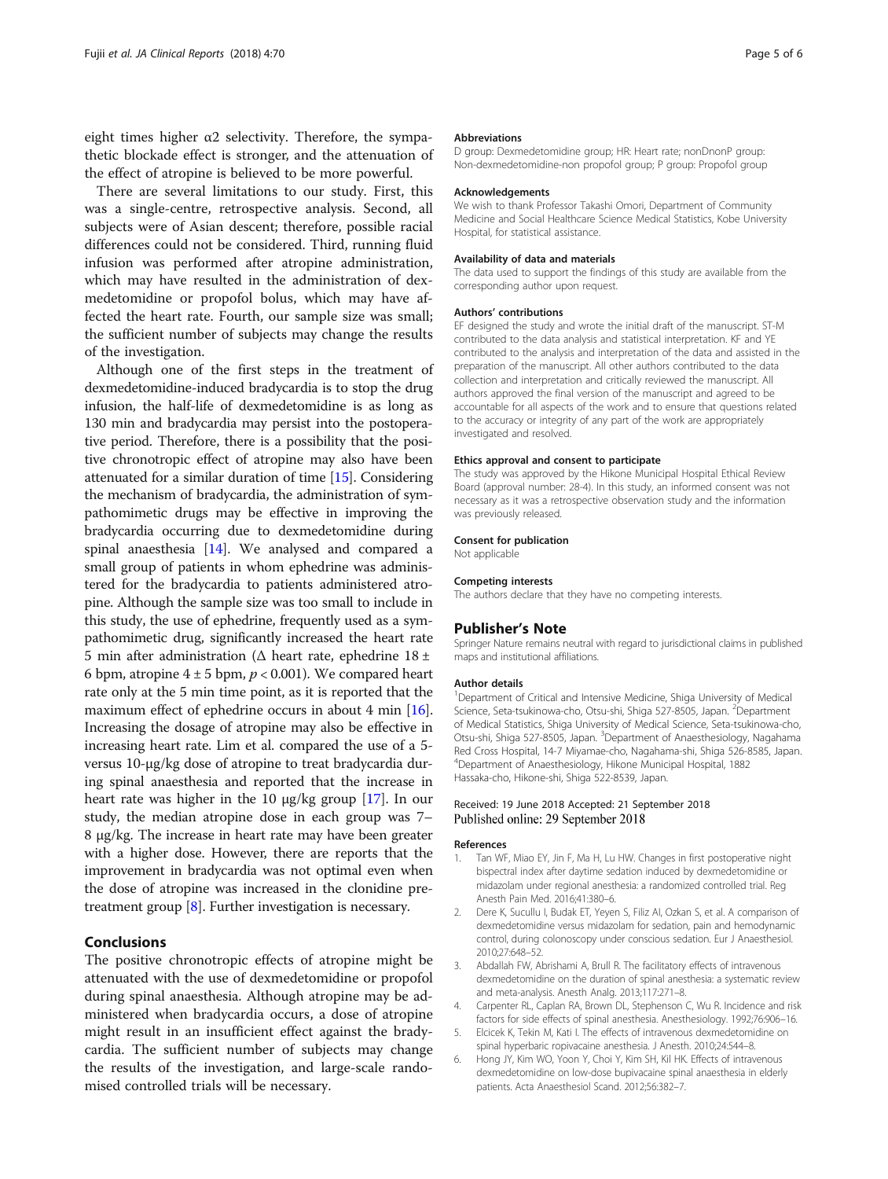eight times higher α2 selectivity. Therefore, the sympathetic blockade effect is stronger, and the attenuation of the effect of atropine is believed to be more powerful.

There are several limitations to our study. First, this was a single-centre, retrospective analysis. Second, all subjects were of Asian descent; therefore, possible racial differences could not be considered. Third, running fluid infusion was performed after atropine administration, which may have resulted in the administration of dexmedetomidine or propofol bolus, which may have affected the heart rate. Fourth, our sample size was small; the sufficient number of subjects may change the results of the investigation.

Although one of the first steps in the treatment of dexmedetomidine-induced bradycardia is to stop the drug infusion, the half-life of dexmedetomidine is as long as 130 min and bradycardia may persist into the postoperative period. Therefore, there is a possibility that the positive chronotropic effect of atropine may also have been attenuated for a similar duration of time [15]. Considering the mechanism of bradycardia, the administration of sympathomimetic drugs may be effective in improving the bradycardia occurring due to dexmedetomidine during spinal anaesthesia [14]. We analysed and compared a small group of patients in whom ephedrine was administered for the bradycardia to patients administered atropine. Although the sample size was too small to include in this study, the use of ephedrine, frequently used as a sympathomimetic drug, significantly increased the heart rate 5 min after administration (Δ heart rate, ephedrine 18 ± 6 bpm, atropine 4 ± 5 bpm, $p < 0.001$). We compared heart rate only at the 5 min time point, as it is reported that the maximum effect of ephedrine occurs in about 4 min [16]. Increasing the dosage of atropine may also be effective in increasing heart rate. Lim et al. compared the use of a 5- versus 10-μg/kg dose of atropine to treat bradycardia during spinal anaesthesia and reported that the increase in heart rate was higher in the 10 μg/kg group [17]. In our study, the median atropine dose in each group was 7–8 μg/kg. The increase in heart rate may have been greater with a higher dose. However, there are reports that the improvement in bradycardia was not optimal even when the dose of atropine was increased in the clonidine pretreatment group [8]. Further investigation is necessary.

## Conclusions

The positive chronotropic effects of atropine might be attenuated with the use of dexmedetomidine or propofol during spinal anaesthesia. Although atropine may be administered when bradycardia occurs, a dose of atropine might result in an insufficient effect against the bradycardia. The sufficient number of subjects may change the results of the investigation, and large-scale randomised controlled trials will be necessary.

#### Abbreviations

D group: Dexmedetomidine group; HR: Heart rate; nonDnonP group: Non-dexmedetomidine-non propofol group; P group: Propofol group

#### Acknowledgements

We wish to thank Professor Takashi Omori, Department of Community Medicine and Social Healthcare Science Medical Statistics, Kobe University Hospital, for statistical assistance.

#### Availability of data and materials

The data used to support the findings of this study are available from the corresponding author upon request.

#### Authors' contributions

EF designed the study and wrote the initial draft of the manuscript. ST-M contributed to the data analysis and statistical interpretation. KF and YE contributed to the analysis and interpretation of the data and assisted in the preparation of the manuscript. All other authors contributed to the data collection and interpretation and critically reviewed the manuscript. All authors approved the final version of the manuscript and agreed to be accountable for all aspects of the work and to ensure that questions related to the accuracy or integrity of any part of the work are appropriately investigated and resolved.

#### Ethics approval and consent to participate

The study was approved by the Hikone Municipal Hospital Ethical Review Board (approval number: 28-4). In this study, an informed consent was not necessary as it was a retrospective observation study and the information was previously released.

#### Consent for publication

Not applicable

#### Competing interests

The authors declare that they have no competing interests.

### Publisher's Note

Springer Nature remains neutral with regard to jurisdictional claims in published maps and institutional affiliations.

#### Author details

[1]Department of Critical and Intensive Medicine, Shiga University of Medical Science, Seta-tsukinowa-cho, Otsu-shi, Shiga 527-8505, Japan. [2]Department of Medical Statistics, Shiga University of Medical Science, Seta-tsukinowa-cho, Otsu-shi, Shiga 527-8505, Japan. [3]Department of Anaesthesiology, Nagahama Red Cross Hospital, 14-7 Miyamae-cho, Nagahama-shi, Shiga 526-8585, Japan. [4]Department of Anaesthesiology, Hikone Municipal Hospital, 1882 Hassaka-cho, Hikone-shi, Shiga 522-8539, Japan.

Received: 19 June 2018 Accepted: 21 September 2018
Published online: 29 September 2018

#### References

1. Tan WF, Miao EY, Jin F, Ma H, Lu HW. Changes in first postoperative night bispectral index after daytime sedation induced by dexmedetomidine or midazolam under regional anesthesia: a randomized controlled trial. Reg Anesth Pain Med. 2016;41:380–6.
2. Dere K, Sucullu I, Budak ET, Yeyen S, Filiz AI, Ozkan S, et al. A comparison of dexmedetomidine versus midazolam for sedation, pain and hemodynamic control, during colonoscopy under conscious sedation. Eur J Anaesthesiol. 2010;27:648–52.
3. Abdallah FW, Abrishami A, Brull R. The facilitatory effects of intravenous dexmedetomidine on the duration of spinal anesthesia: a systematic review and meta-analysis. Anesth Analg. 2013;117:271–8.
4. Carpenter RL, Caplan RA, Brown DL, Stephenson C, Wu R. Incidence and risk factors for side effects of spinal anesthesia. Anesthesiology. 1992;76:906–16.
5. Elcicek K, Tekin M, Kati I. The effects of intravenous dexmedetomidine on spinal hyperbaric ropivacaine anesthesia. J Anesth. 2010;24:544–8.
6. Hong JY, Kim WO, Yoon Y, Choi Y, Kim SH, Kil HK. Effects of intravenous dexmedetomidine on low-dose bupivacaine spinal anaesthesia in elderly patients. Acta Anaesthesiol Scand. 2012;56:382–7.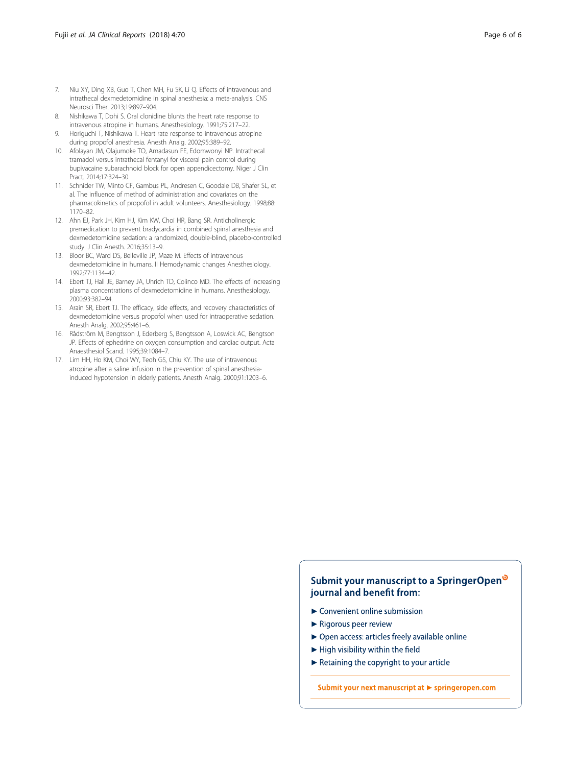7. Niu XY, Ding XB, Guo T, Chen MH, Fu SK, Li Q. Effects of intravenous and intrathecal dexmedetomidine in spinal anesthesia: a meta-analysis. CNS Neurosci Ther. 2013;19:897–904.
8. Nishikawa T, Dohi S. Oral clonidine blunts the heart rate response to intravenous atropine in humans. Anesthesiology. 1991;75:217–22.
9. Horiguchi T, Nishikawa T. Heart rate response to intravenous atropine during propofol anesthesia. Anesth Analg. 2002;95:389–92.
10. Afolayan JM, Olajumoke TO, Amadasun FE, Edomwonyi NP. Intrathecal tramadol versus intrathecal fentanyl for visceral pain control during bupivacaine subarachnoid block for open appendicectomy. Niger J Clin Pract. 2014;17:324–30.
11. Schnider TW, Minto CF, Gambus PL, Andresen C, Goodale DB, Shafer SL, et al. The influence of method of administration and covariates on the pharmacokinetics of propofol in adult volunteers. Anesthesiology. 1998;88: 1170–82.
12. Ahn EJ, Park JH, Kim HJ, Kim KW, Choi HR, Bang SR. Anticholinergic premedication to prevent bradycardia in combined spinal anesthesia and dexmedetomidine sedation: a randomized, double-blind, placebo-controlled study. J Clin Anesth. 2016;35:13–9.
13. Bloor BC, Ward DS, Belleville JP, Maze M. Effects of intravenous dexmedetomidine in humans. II Hemodynamic changes Anesthesiology. 1992;77:1134–42.
14. Ebert TJ, Hall JE, Barney JA, Uhrich TD, Colinco MD. The effects of increasing plasma concentrations of dexmedetomidine in humans. Anesthesiology. 2000;93:382–94.
15. Arain SR, Ebert TJ. The efficacy, side effects, and recovery characteristics of dexmedetomidine versus propofol when used for intraoperative sedation. Anesth Analg. 2002;95:461–6.
16. Rådström M, Bengtsson J, Ederberg S, Bengtsson A, Loswick AC, Bengtson JP. Effects of ephedrine on oxygen consumption and cardiac output. Acta Anaesthesiol Scand. 1995;39:1084–7.
17. Lim HH, Ho KM, Choi WY, Teoh GS, Chiu KY. The use of intravenous atropine after a saline infusion in the prevention of spinal anesthesia-induced hypotension in elderly patients. Anesth Analg. 2000;91:1203–6.

**Submit your manuscript to a SpringerOpen journal and benefit from:**

- ► Convenient online submission
- ► Rigorous peer review
- ► Open access: articles freely available online
- ► High visibility within the field
- ► Retaining the copyright to your article

**Submit your next manuscript at ► springeropen.com**